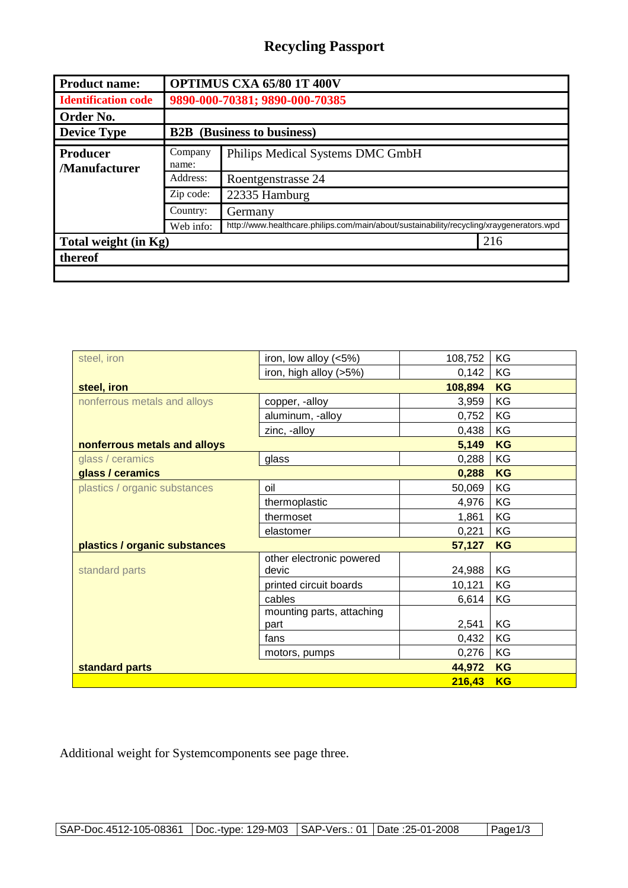# Recycling Passport

| Product name: | OPTIMUS CXA 65/80 1T 400V | | |
|---|---|---|---|
| Identification code | 9890-000-70381; 9890-000-70385 | | |
| Order No. | | | |
| Device Type | B2B (Business to business) | | |
| Producer /Manufacturer | Company name: | Philips Medical Systems DMC GmbH | |
| | Address: | Roentgenstrasse 24 | |
| | Zip code: | 22335 Hamburg | |
| | Country: | Germany | |
| | Web info: | http://www.healthcare.philips.com/main/about/sustainability/recycling/xraygenerators.wpd | |
| Total weight (in Kg) | | | 216 |
| thereof | | | |
| | | | |

| Category | Material | Weight | Unit |
|---|---|---|---|
| steel, iron | iron, low alloy (<5%) | 108,752 | KG |
| | iron, high alloy (>5%) | 0,142 | KG |
| **steel, iron** | | **108,894** | **KG** |
| nonferrous metals and alloys | copper, -alloy | 3,959 | KG |
| | aluminum, -alloy | 0,752 | KG |
| | zinc, -alloy | 0,438 | KG |
| **nonferrous metals and alloys** | | **5,149** | **KG** |
| glass / ceramics | glass | 0,288 | KG |
| **glass / ceramics** | | **0,288** | **KG** |
| plastics / organic substances | oil | 50,069 | KG |
| | thermoplastic | 4,976 | KG |
| | thermoset | 1,861 | KG |
| | elastomer | 0,221 | KG |
| **plastics / organic substances** | | **57,127** | **KG** |
| standard parts | other electronic powered devic | 24,988 | KG |
| | printed circuit boards | 10,121 | KG |
| | cables | 6,614 | KG |
| | mounting parts, attaching part | 2,541 | KG |
| | fans | 0,432 | KG |
| | motors, pumps | 0,276 | KG |
| **standard parts** | | **44,972** | **KG** |
| | | **216,43** | **KG** |

Additional weight for Systemcomponents see page three.

| SAP-Doc.4512-105-08361 | Doc.-type: 129-M03 | SAP-Vers.: 01 | Date :25-01-2008 |
|---|---|---|---|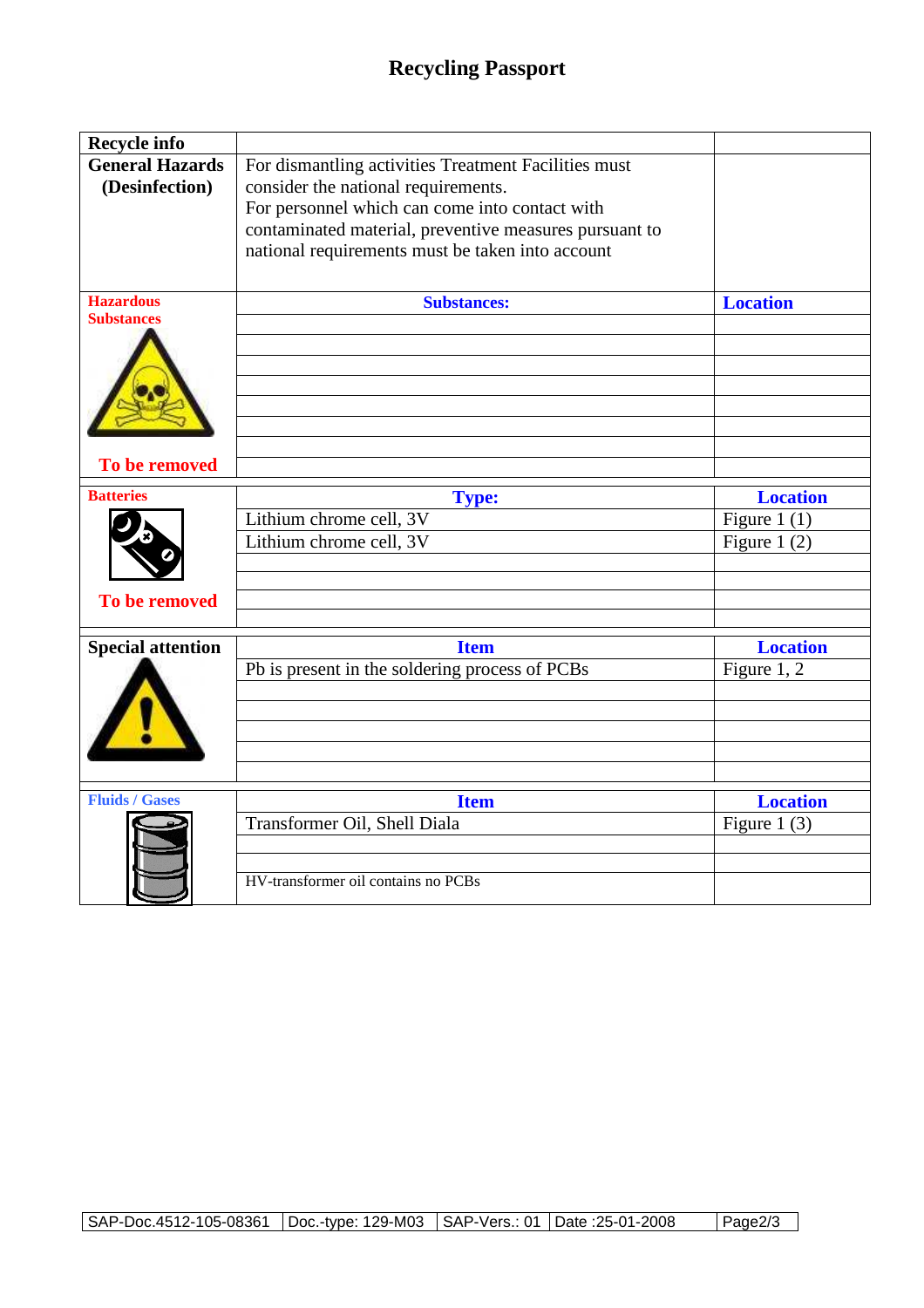# Recycling Passport

| Recycle info | | |
|---|---|---|
| **General Hazards (Desinfection)** | For dismantling activities Treatment Facilities must consider the national requirements. For personnel which can come into contact with contaminated material, preventive measures pursuant to national requirements must be taken into account | |
| **Hazardous Substances** | **Substances:** | **Location** |
| | | |
| | | |
| | | |
| | | |
| | | |
| | | |
| **To be removed** | | |
| **Batteries** | **Type:** | **Location** |
| | Lithium chrome cell, 3V | Figure 1 (1) |
| | Lithium chrome cell, 3V | Figure 1 (2) |
| | | |
| | | |
| **To be removed** | | |
| | | |
| **Special attention** | **Item** | **Location** |
| | Pb is present in the soldering process of PCBs | Figure 1, 2 |
| | | |
| | | |
| | | |
| | | |
| | | |
| **Fluids / Gases** | **Item** | **Location** |
| | Transformer Oil, Shell Diala | Figure 1 (3) |
| | | |
| | | |
| | HV-transformer oil contains no PCBs | |

| SAP-Doc.4512-105-08361 | Doc.-type: 129-M03 | SAP-Vers.: 01 | Date :25-01-2008 |
|---|---|---|---|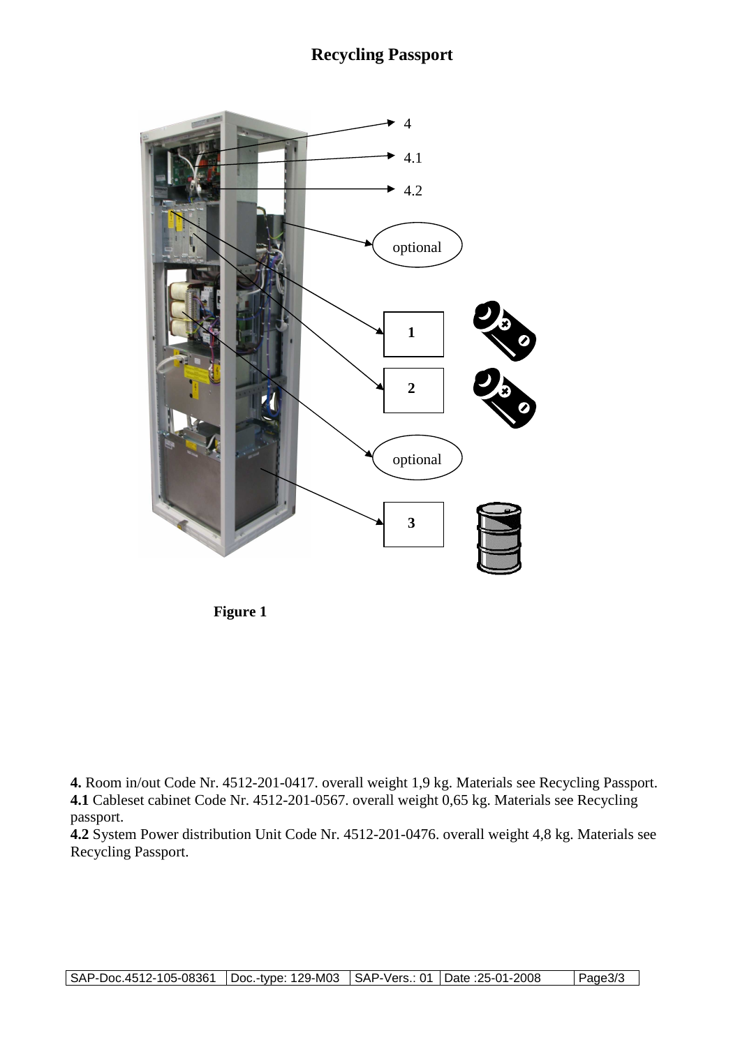## Recycling Passport

4

4.1

4.2

optional

1

2

optional

3

**Figure 1**

**4.** Room in/out Code Nr. 4512-201-0417. overall weight 1,9 kg. Materials see Recycling Passport.
**4.1** Cableset cabinet Code Nr. 4512-201-0567. overall weight 0,65 kg. Materials see Recycling passport.
**4.2** System Power distribution Unit Code Nr. 4512-201-0476. overall weight 4,8 kg. Materials see Recycling Passport.